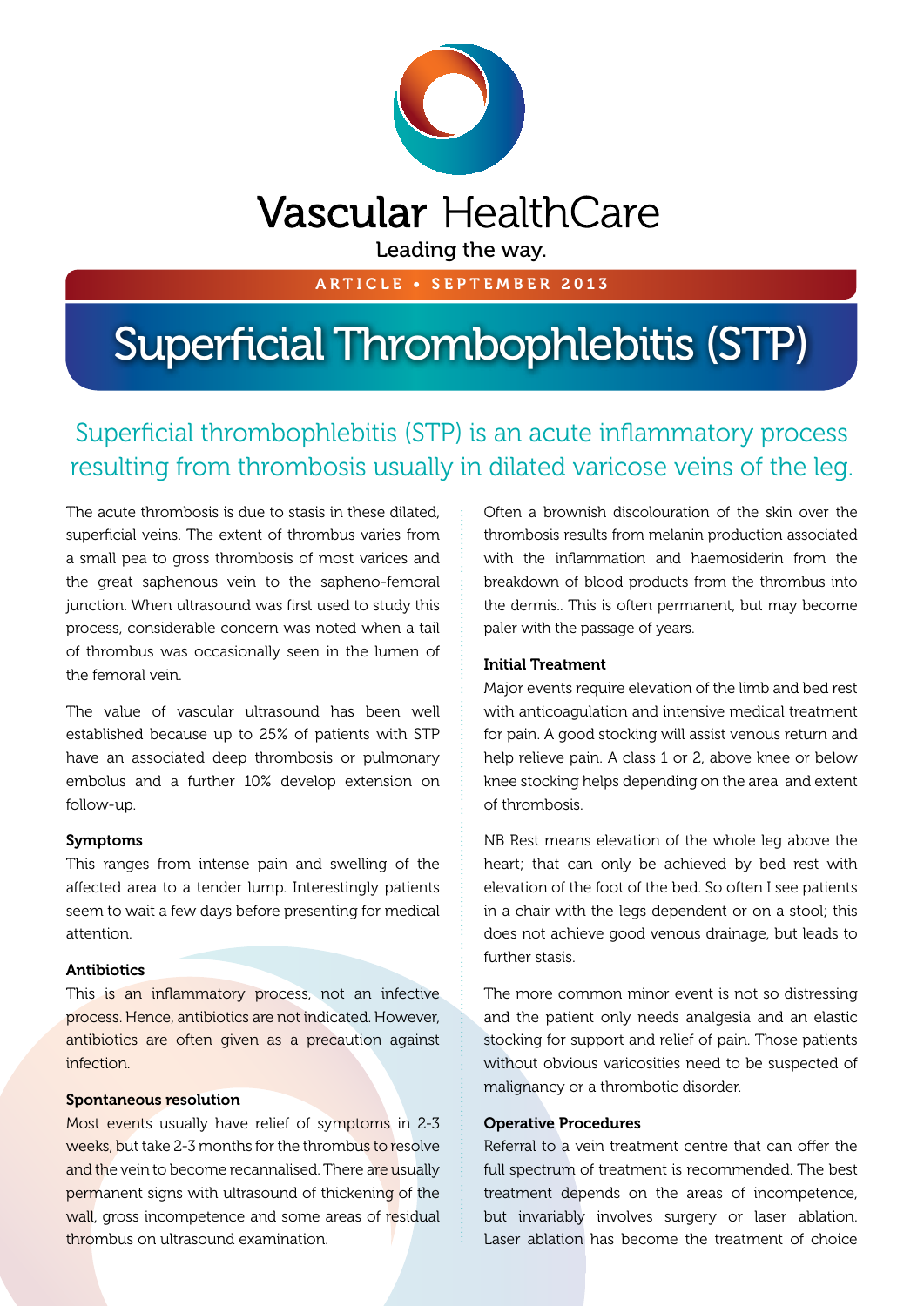Vascular HealthCare

Leading the way.

ARTICLE • SEPTEMBER 2013

# Superficial Thrombophlebitis (STP)

## Superficial thrombophlebitis (STP) is an acute inflammatory process resulting from thrombosis usually in dilated varicose veins of the leg.

The acute thrombosis is due to stasis in these dilated, superficial veins. The extent of thrombus varies from a small pea to gross thrombosis of most varices and the great saphenous vein to the sapheno-femoral junction. When ultrasound was first used to study this process, considerable concern was noted when a tail of thrombus was occasionally seen in the lumen of the femoral vein.

The value of vascular ultrasound has been well established because up to 25% of patients with STP have an associated deep thrombosis or pulmonary embolus and a further 10% develop extension on follow-up.

### Symptoms

This ranges from intense pain and swelling of the affected area to a tender lump. Interestingly patients seem to wait a few days before presenting for medical attention.

### Antibiotics

This is an inflammatory process, not an infective process. Hence, antibiotics are not indicated. However, antibiotics are often given as a precaution against infection.

### Spontaneous resolution

Most events usually have relief of symptoms in 2-3 weeks, but take 2-3 months for the thrombus to resolve and the vein to become recannalised. There are usually permanent signs with ultrasound of thickening of the wall, gross incompetence and some areas of residual thrombus on ultrasound examination.

Often a brownish discolouration of the skin over the thrombosis results from melanin production associated with the inflammation and haemosiderin from the breakdown of blood products from the thrombus into the dermis.. This is often permanent, but may become paler with the passage of years.

### Initial Treatment

Major events require elevation of the limb and bed rest with anticoagulation and intensive medical treatment for pain. A good stocking will assist venous return and help relieve pain. A class 1 or 2, above knee or below knee stocking helps depending on the area and extent of thrombosis.

NB Rest means elevation of the whole leg above the heart; that can only be achieved by bed rest with elevation of the foot of the bed. So often I see patients in a chair with the legs dependent or on a stool; this does not achieve good venous drainage, but leads to further stasis.

The more common minor event is not so distressing and the patient only needs analgesia and an elastic stocking for support and relief of pain. Those patients without obvious varicosities need to be suspected of malignancy or a thrombotic disorder.

### Operative Procedures

Referral to a vein treatment centre that can offer the full spectrum of treatment is recommended. The best treatment depends on the areas of incompetence, but invariably involves surgery or laser ablation. Laser ablation has become the treatment of choice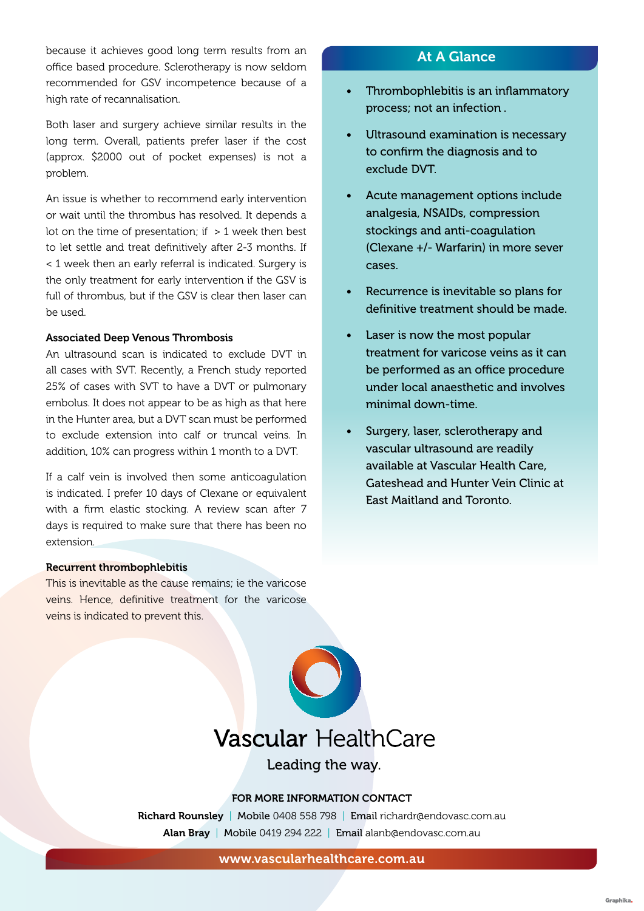because it achieves good long term results from an office based procedure. Sclerotherapy is now seldom recommended for GSV incompetence because of a high rate of recannalisation.

Both laser and surgery achieve similar results in the long term. Overall, patients prefer laser if the cost (approx. $2000 out of pocket expenses) is not a problem.

An issue is whether to recommend early intervention or wait until the thrombus has resolved. It depends a lot on the time of presentation; if > 1 week then best to let settle and treat definitively after 2-3 months. If < 1 week then an early referral is indicated. Surgery is the only treatment for early intervention if the GSV is full of thrombus, but if the GSV is clear then laser can be used.

**Associated Deep Venous Thrombosis**

An ultrasound scan is indicated to exclude DVT in all cases with SVT. Recently, a French study reported 25% of cases with SVT to have a DVT or pulmonary embolus. It does not appear to be as high as that here in the Hunter area, but a DVT scan must be performed to exclude extension into calf or truncal veins. In addition, 10% can progress within 1 month to a DVT.

If a calf vein is involved then some anticoagulation is indicated. I prefer 10 days of Clexane or equivalent with a firm elastic stocking. A review scan after 7 days is required to make sure that there has been no extension.

**Recurrent thrombophlebitis**

This is inevitable as the cause remains; ie the varicose veins. Hence, definitive treatment for the varicose veins is indicated to prevent this.

## At A Glance

- Thrombophlebitis is an inflammatory process; not an infection .
- Ultrasound examination is necessary to confirm the diagnosis and to exclude DVT.
- Acute management options include analgesia, NSAIDs, compression stockings and anti-coagulation (Clexane +/- Warfarin) in more sever cases.
- Recurrence is inevitable so plans for definitive treatment should be made.
- Laser is now the most popular treatment for varicose veins as it can be performed as an office procedure under local anaesthetic and involves minimal down-time.
- Surgery, laser, sclerotherapy and vascular ultrasound are readily available at Vascular Health Care, Gateshead and Hunter Vein Clinic at East Maitland and Toronto.

Vascular HealthCare

Leading the way.

**FOR MORE INFORMATION CONTACT**

**Richard Rounsley** | **Mobile** 0408 558 798 | **Email** richardr@endovasc.com.au

**Alan Bray** | **Mobile** 0419 294 222 | **Email** alanb@endovasc.com.au

www.vascularhealthcare.com.au